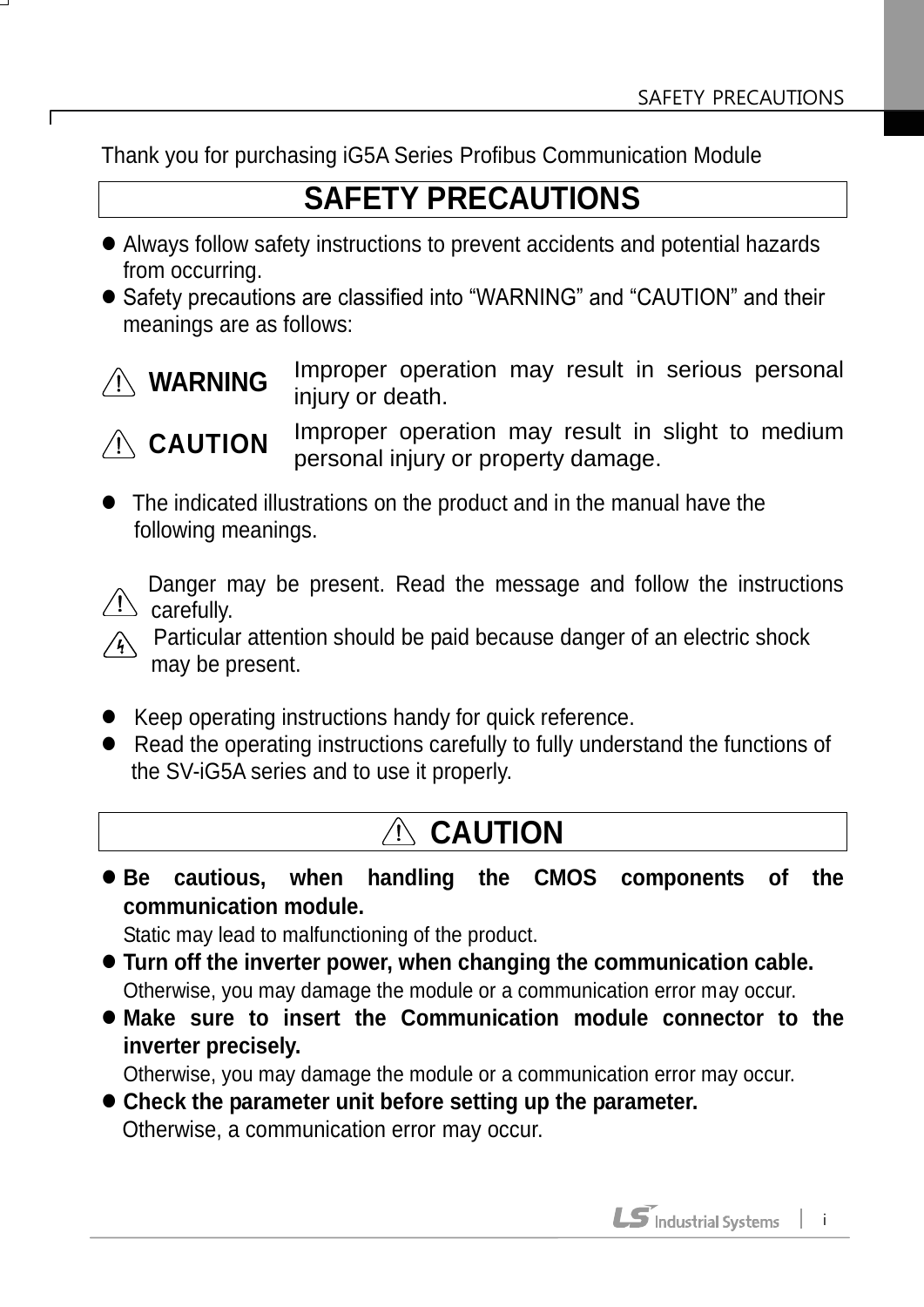Thank you for purchasing iG5A Series Profibus Communication Module

# SAFETY PRECAUTIONS

- Always follow safety instructions to prevent accidents and potential hazards from occurring.
- Safety precautions are classified into “WARNING” and “CAUTION” and their meanings are as follows:

| | |
|---|---|
| ⚠ **WARNING** | Improper operation may result in serious personal injury or death. |
| ⚠ **CAUTION** | Improper operation may result in slight to medium personal injury or property damage. |

- The indicated illustrations on the product and in the manual have the following meanings.

⚠ Danger may be present. Read the message and follow the instructions carefully.

⚠ Particular attention should be paid because danger of an electric shock may be present.

- Keep operating instructions handy for quick reference.
- Read the operating instructions carefully to fully understand the functions of the SV-iG5A series and to use it properly.

## ⚠ CAUTION

- **Be cautious, when handling the CMOS components of the communication module.**
  Static may lead to malfunctioning of the product.
- **Turn off the inverter power, when changing the communication cable.**
  Otherwise, you may damage the module or a communication error may occur.
- **Make sure to insert the Communication module connector to the inverter precisely.**
  Otherwise, you may damage the module or a communication error may occur.
- **Check the parameter unit before setting up the parameter.**
  Otherwise, a communication error may occur.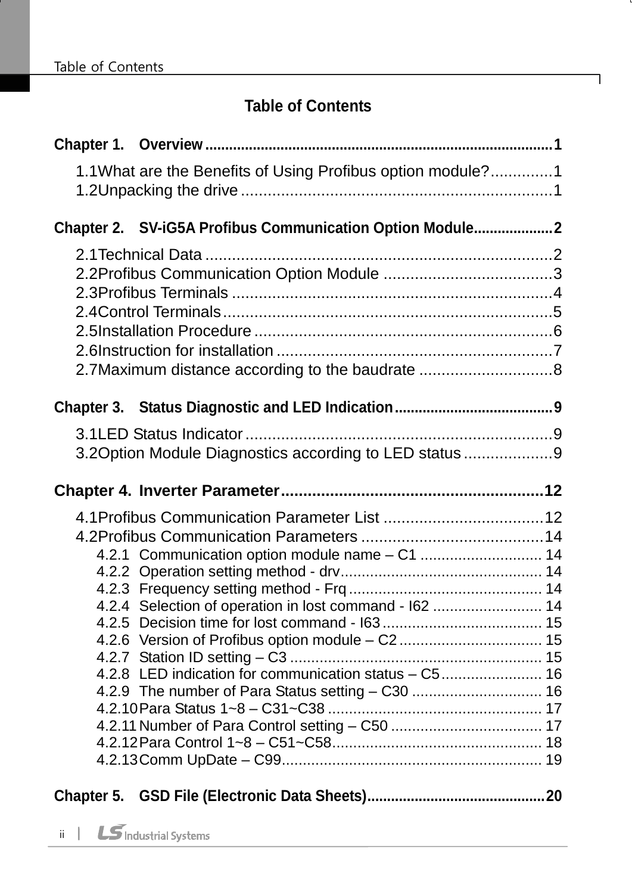# Table of Contents

**Chapter 1. Overview**......................................................................................1

1.1What are the Benefits of Using Profibus option module?..............1
1.2Unpacking the drive.......................................................................1

**Chapter 2. SV-iG5A Profibus Communication Option Module**....................2

2.1Technical Data ...............................................................................2
2.2Profibus Communication Option Module ......................................3
2.3Profibus Terminals .........................................................................4
2.4Control Terminals...........................................................................5
2.5Installation Procedure....................................................................6
2.6Instruction for installation ...............................................................7
2.7Maximum distance according to the baudrate ..............................8

**Chapter 3. Status Diagnostic and LED Indication**........................................9

3.1LED Status Indicator......................................................................9
3.2Option Module Diagnostics according to LED status....................9

**Chapter 4. Inverter Parameter**...........................................................12

4.1Profibus Communication Parameter List ....................................12
4.2Profibus Communication Parameters ..........................................14
4.2.1 Communication option module name – C1 ............................. 14
4.2.2 Operation setting method - drv................................................ 14
4.2.3 Frequency setting method - Frq .............................................. 14
4.2.4 Selection of operation in lost command - I62 .......................... 14
4.2.5 Decision time for lost command - I63...................................... 15
4.2.6 Version of Profibus option module – C2.................................. 15
4.2.7 Station ID setting – C3 ............................................................ 15
4.2.8 LED indication for communication status – C5........................ 16
4.2.9 The number of Para Status setting – C30 ............................... 16
4.2.10 Para Status 1~8 – C31~C38 .................................................... 17
4.2.11 Number of Para Control setting – C50 .................................... 17
4.2.12 Para Control 1~8 – C51~C58.................................................. 18
4.2.13 Comm UpDate – C99.............................................................. 19

**Chapter 5. GSD File (Electronic Data Sheets)**............................................20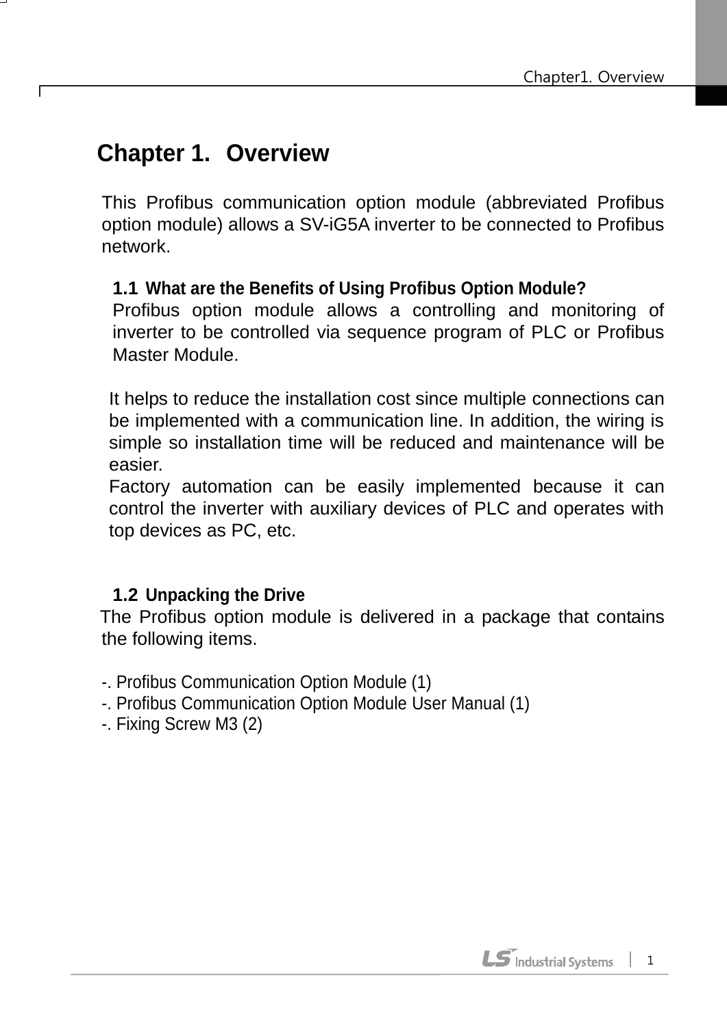# Chapter 1. Overview

This Profibus communication option module (abbreviated Profibus option module) allows a SV-iG5A inverter to be connected to Profibus network.

## 1.1 What are the Benefits of Using Profibus Option Module?

Profibus option module allows a controlling and monitoring of inverter to be controlled via sequence program of PLC or Profibus Master Module.

It helps to reduce the installation cost since multiple connections can be implemented with a communication line. In addition, the wiring is simple so installation time will be reduced and maintenance will be easier.
Factory automation can be easily implemented because it can control the inverter with auxiliary devices of PLC and operates with top devices as PC, etc.

## 1.2 Unpacking the Drive

The Profibus option module is delivered in a package that contains the following items.

-. Profibus Communication Option Module (1)
-. Profibus Communication Option Module User Manual (1)
-. Fixing Screw M3 (2)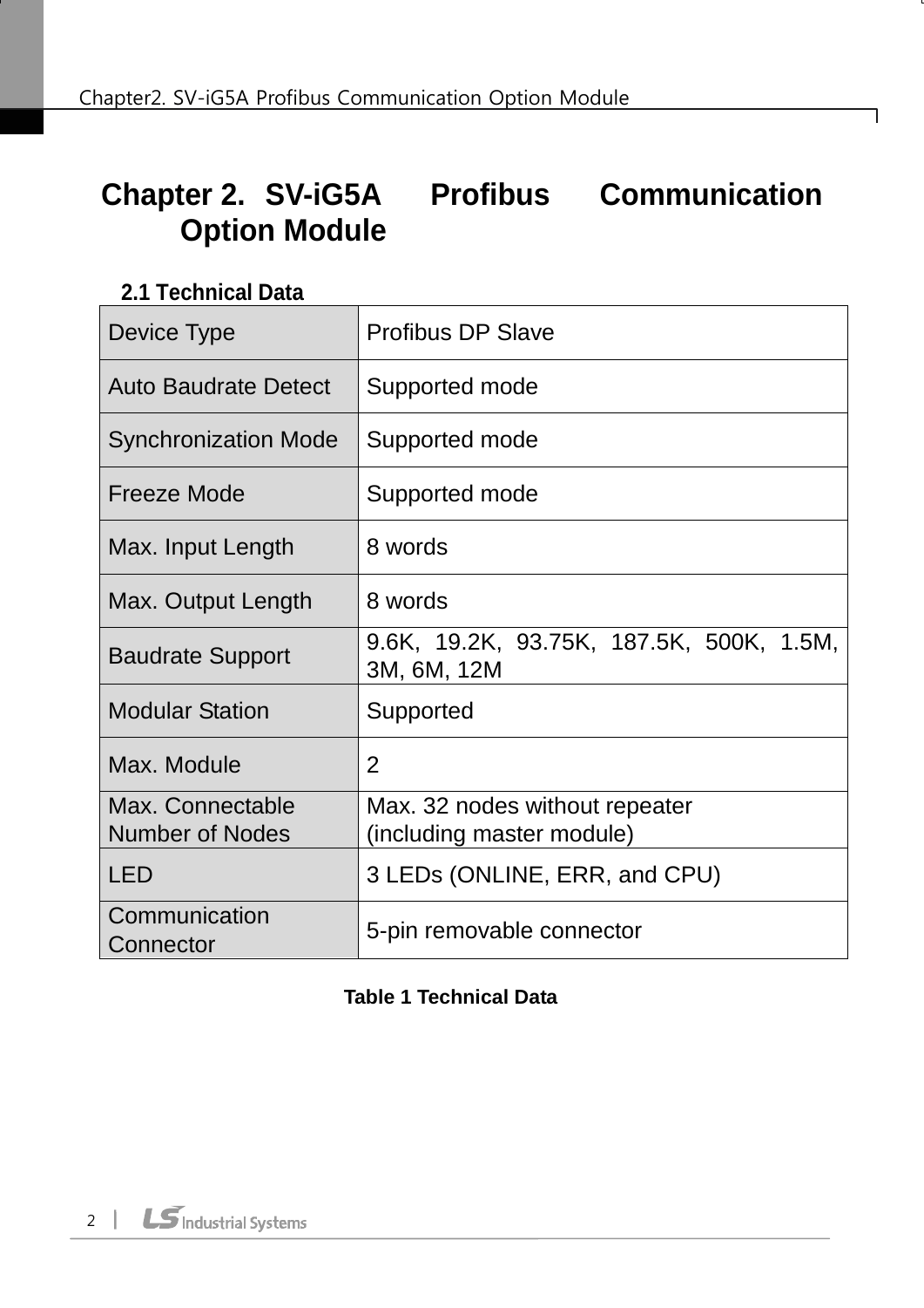# Chapter 2. SV-iG5A Profibus Communication Option Module

## 2.1 Technical Data

| Device Type | Profibus DP Slave |
|---|---|
| Auto Baudrate Detect | Supported mode |
| Synchronization Mode | Supported mode |
| Freeze Mode | Supported mode |
| Max. Input Length | 8 words |
| Max. Output Length | 8 words |
| Baudrate Support | 9.6K, 19.2K, 93.75K, 187.5K, 500K, 1.5M, 3M, 6M, 12M |
| Modular Station | Supported |
| Max. Module | 2 |
| Max. Connectable Number of Nodes | Max. 32 nodes without repeater (including master module) |
| LED | 3 LEDs (ONLINE, ERR, and CPU) |
| Communication Connector | 5-pin removable connector |

**Table 1 Technical Data**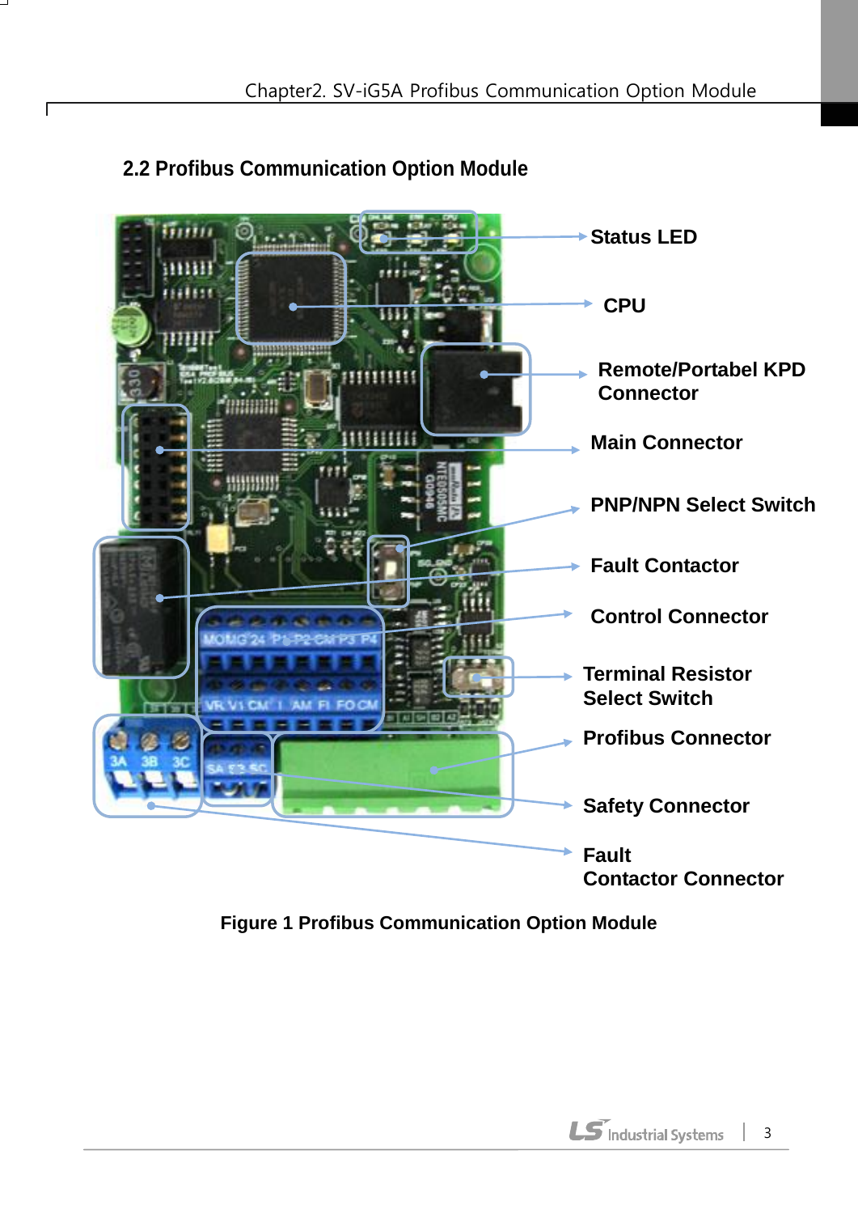## 2.2 Profibus Communication Option Module

Status LED

CPU

Remote/Portabel KPD Connector

Main Connector

PNP/NPN Select Switch

Fault Contactor

Control Connector

Terminal Resistor Select Switch

Profibus Connector

Safety Connector

Fault Contactor Connector

**Figure 1 Profibus Communication Option Module**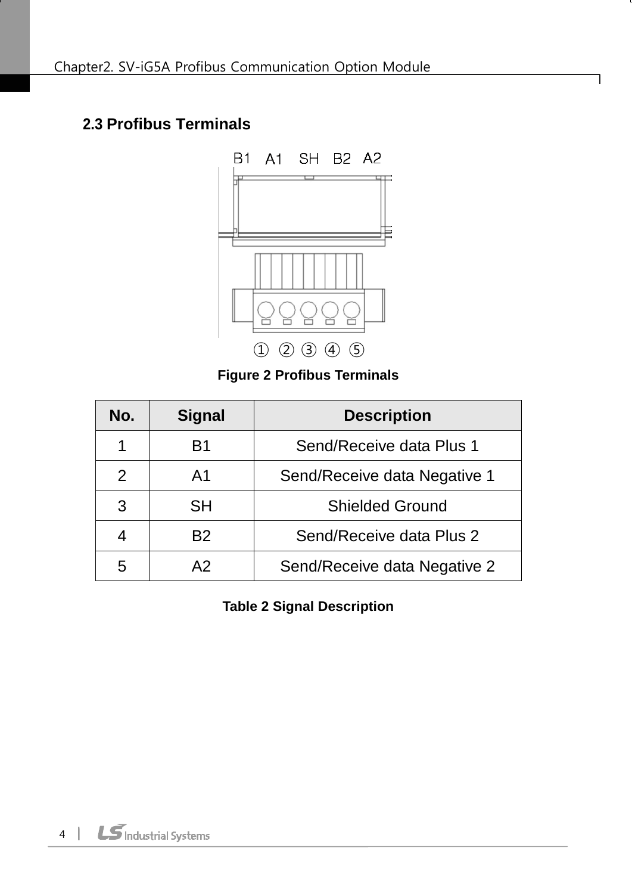## 2.3 Profibus Terminals

B1 A1 SH B2 A2

① ② ③ ④ ⑤

**Figure 2 Profibus Terminals**

| No. | Signal | Description |
|---|---|---|
| 1 | B1 | Send/Receive data Plus 1 |
| 2 | A1 | Send/Receive data Negative 1 |
| 3 | SH | Shielded Ground |
| 4 | B2 | Send/Receive data Plus 2 |
| 5 | A2 | Send/Receive data Negative 2 |

**Table 2 Signal Description**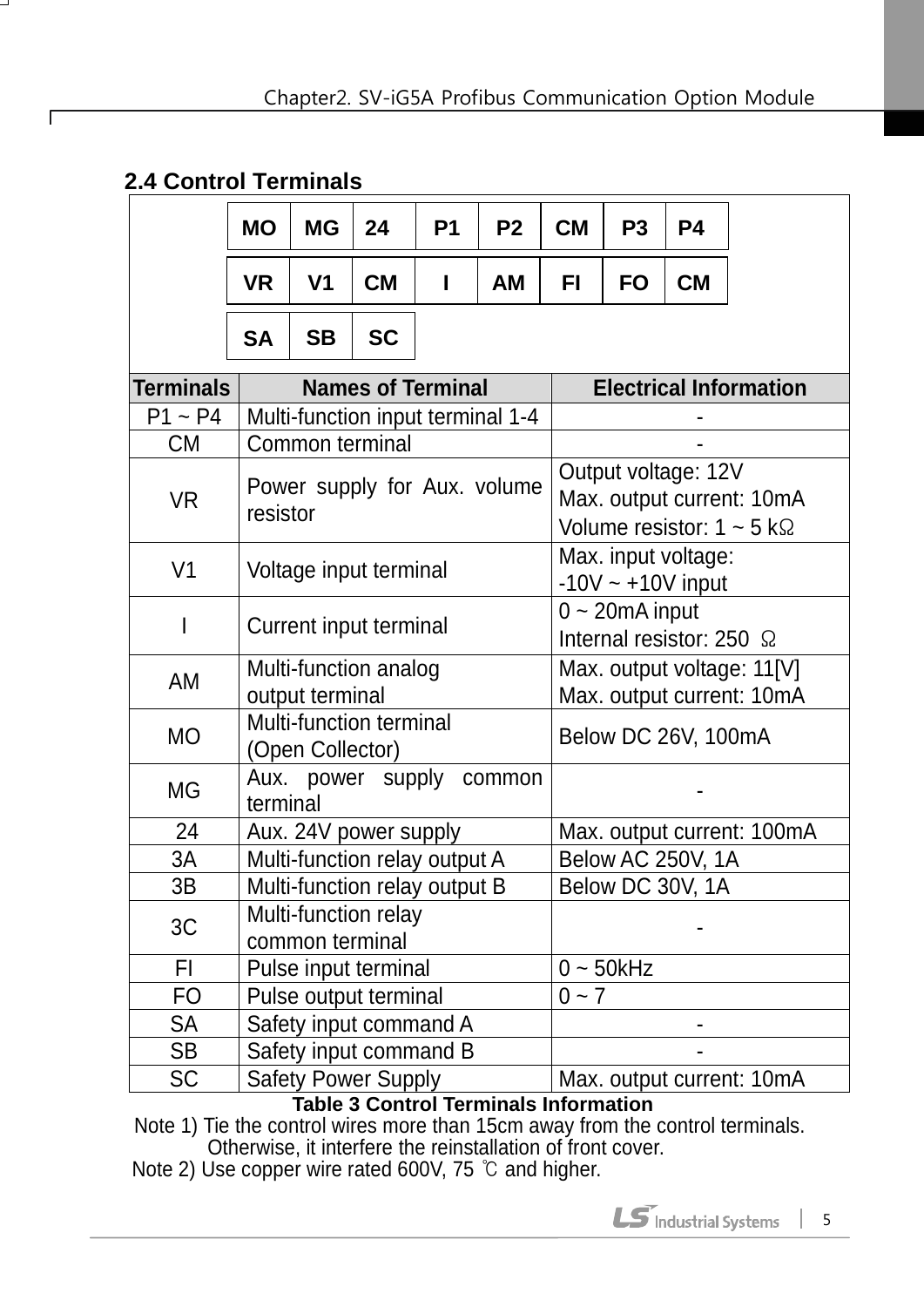## 2.4 Control Terminals

| MO | MG | 24 | P1 | P2 | CM | P3 | P4 |
|---|---|---|---|---|---|---|---|
| VR | V1 | CM | I | AM | FI | FO | CM |
| SA | SB | SC | | | | | |

| Terminals | Names of Terminal | Electrical Information |
|---|---|---|
| P1 ~ P4 | Multi-function input terminal 1-4 | - |
| CM | Common terminal | - |
| VR | Power supply for Aux. volume resistor | Output voltage: 12V<br>Max. output current: 10mA<br>Volume resistor: 1 ~ 5 kΩ |
| V1 | Voltage input terminal | Max. input voltage:<br>-10V ~ +10V input |
| I | Current input terminal | 0 ~ 20mA input<br>Internal resistor: 250 Ω |
| AM | Multi-function analog output terminal | Max. output voltage: 11[V]<br>Max. output current: 10mA |
| MO | Multi-function terminal (Open Collector) | Below DC 26V, 100mA |
| MG | Aux. power supply common terminal | - |
| 24 | Aux. 24V power supply | Max. output current: 100mA |
| 3A | Multi-function relay output A | Below AC 250V, 1A |
| 3B | Multi-function relay output B | Below DC 30V, 1A |
| 3C | Multi-function relay common terminal | - |
| FI | Pulse input terminal | 0 ~ 50kHz |
| FO | Pulse output terminal | 0 ~ 7 |
| SA | Safety input command A | - |
| SB | Safety input command B | - |
| SC | Safety Power Supply | Max. output current: 10mA |

**Table 3 Control Terminals Information**

Note 1) Tie the control wires more than 15cm away from the control terminals. Otherwise, it interfere the reinstallation of front cover.

Note 2) Use copper wire rated 600V, 75 ℃ and higher.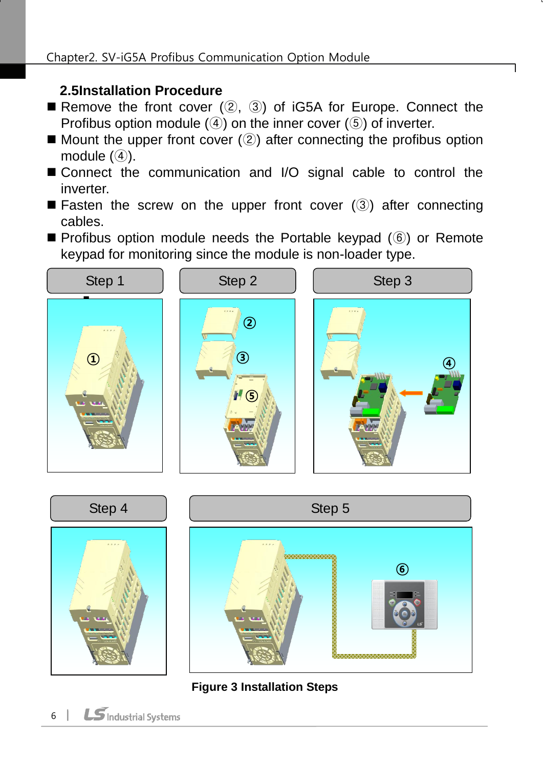## 2.5 Installation Procedure

- Remove the front cover (②, ③) of iG5A for Europe. Connect the Profibus option module (④) on the inner cover (⑤) of inverter.
- Mount the upper front cover (②) after connecting the profibus option module (④).
- Connect the communication and I/O signal cable to control the inverter.
- Fasten the screw on the upper front cover (③) after connecting cables.
- Profibus option module needs the Portable keypad (⑥) or Remote keypad for monitoring since the module is non-loader type.

Step 1

Step 2

Step 3

Step 4

Step 5

**Figure 3 Installation Steps**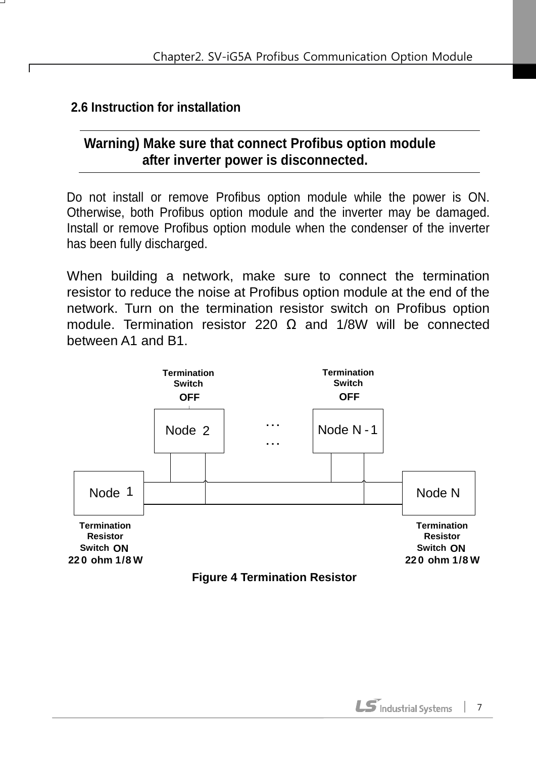## 2.6 Instruction for installation

**Warning) Make sure that connect Profibus option module after inverter power is disconnected.**

Do not install or remove Profibus option module while the power is ON. Otherwise, both Profibus option module and the inverter may be damaged. Install or remove Profibus option module when the condenser of the inverter has been fully discharged.

When building a network, make sure to connect the termination resistor to reduce the noise at Profibus option module at the end of the network. Turn on the termination resistor switch on Profibus option module. Termination resistor 220 Ω and 1/8W will be connected between A1 and B1.

Termination Switch OFF

Termination Switch OFF

Node 2 …… Node N-1

Node 1 Node N

Termination Resistor Switch ON 220 ohm 1/8W

Termination Resistor Switch ON 220 ohm 1/8W

**Figure 4 Termination Resistor**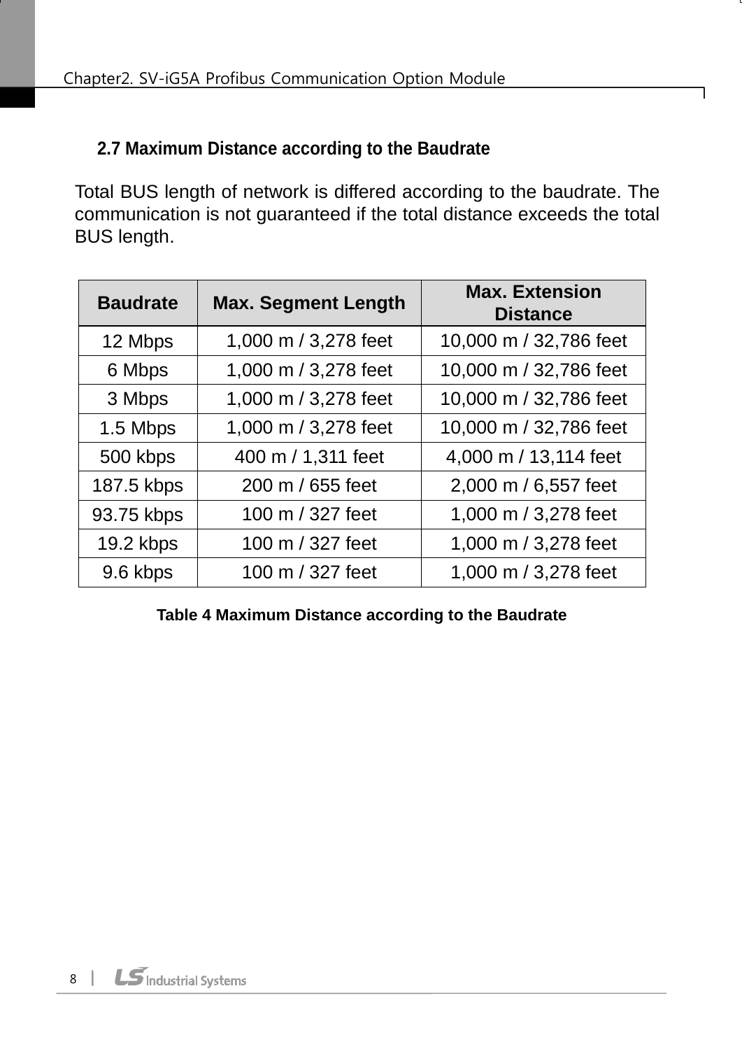## 2.7 Maximum Distance according to the Baudrate

Total BUS length of network is differed according to the baudrate. The communication is not guaranteed if the total distance exceeds the total BUS length.

| Baudrate | Max. Segment Length | Max. Extension Distance |
|---|---|---|
| 12 Mbps | 1,000 m / 3,278 feet | 10,000 m / 32,786 feet |
| 6 Mbps | 1,000 m / 3,278 feet | 10,000 m / 32,786 feet |
| 3 Mbps | 1,000 m / 3,278 feet | 10,000 m / 32,786 feet |
| 1.5 Mbps | 1,000 m / 3,278 feet | 10,000 m / 32,786 feet |
| 500 kbps | 400 m / 1,311 feet | 4,000 m / 13,114 feet |
| 187.5 kbps | 200 m / 655 feet | 2,000 m / 6,557 feet |
| 93.75 kbps | 100 m / 327 feet | 1,000 m / 3,278 feet |
| 19.2 kbps | 100 m / 327 feet | 1,000 m / 3,278 feet |
| 9.6 kbps | 100 m / 327 feet | 1,000 m / 3,278 feet |

**Table 4 Maximum Distance according to the Baudrate**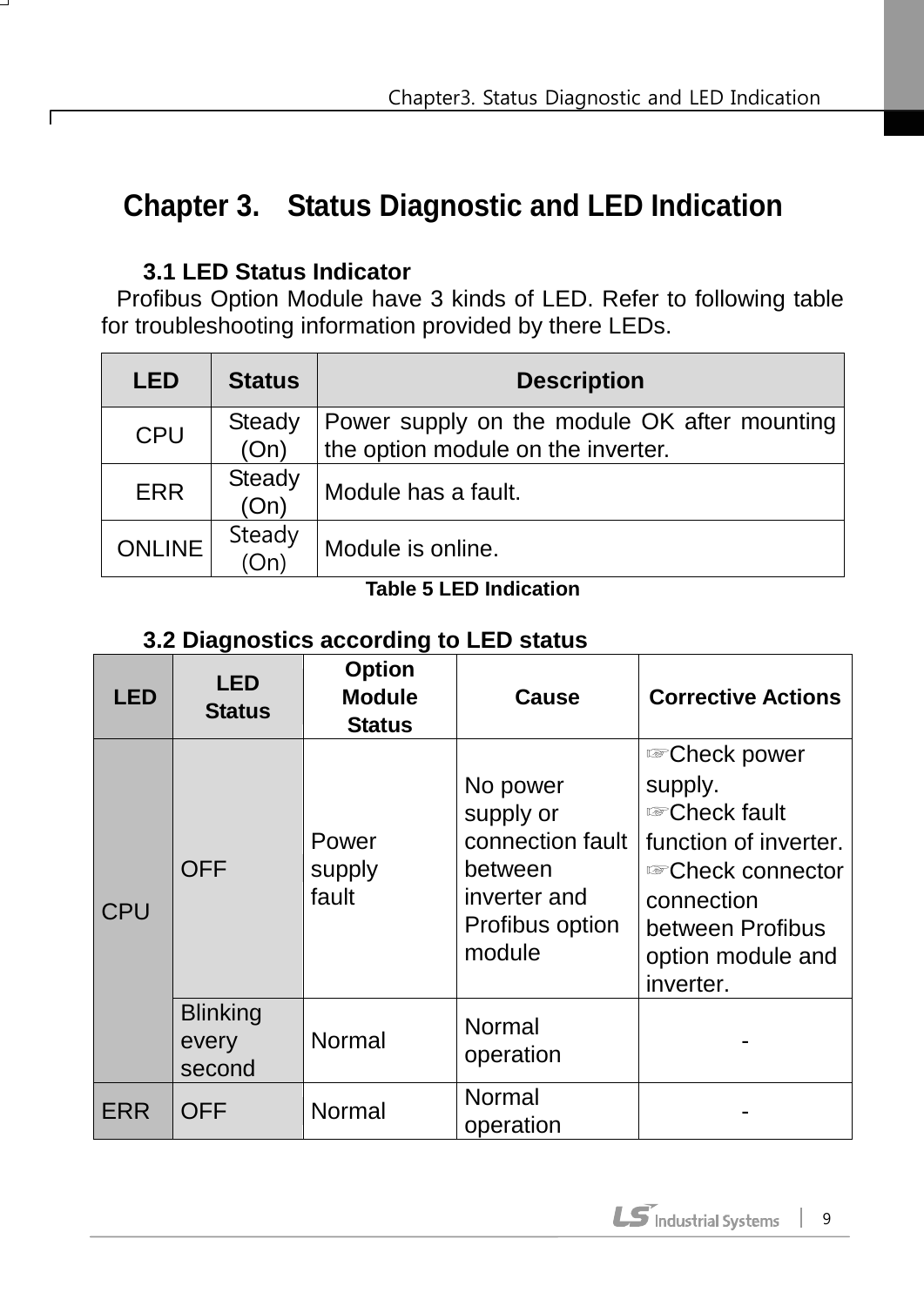# Chapter 3. Status Diagnostic and LED Indication

### 3.1 LED Status Indicator

Profibus Option Module have 3 kinds of LED. Refer to following table for troubleshooting information provided by there LEDs.

| LED | Status | Description |
|---|---|---|
| CPU | Steady (On) | Power supply on the module OK after mounting the option module on the inverter. |
| ERR | Steady (On) | Module has a fault. |
| ONLINE | Steady (On) | Module is online. |

**Table 5 LED Indication**

### 3.2 Diagnostics according to LED status

| LED | LED Status | Option Module Status | Cause | Corrective Actions |
|---|---|---|---|---|
| CPU | OFF | Power supply fault | No power supply or connection fault between inverter and Profibus option module | ☞Check power supply.<br>☞Check fault function of inverter.<br>☞Check connector connection between Profibus option module and inverter. |
| | Blinking every second | Normal | Normal operation | - |
| ERR | OFF | Normal | Normal operation | - |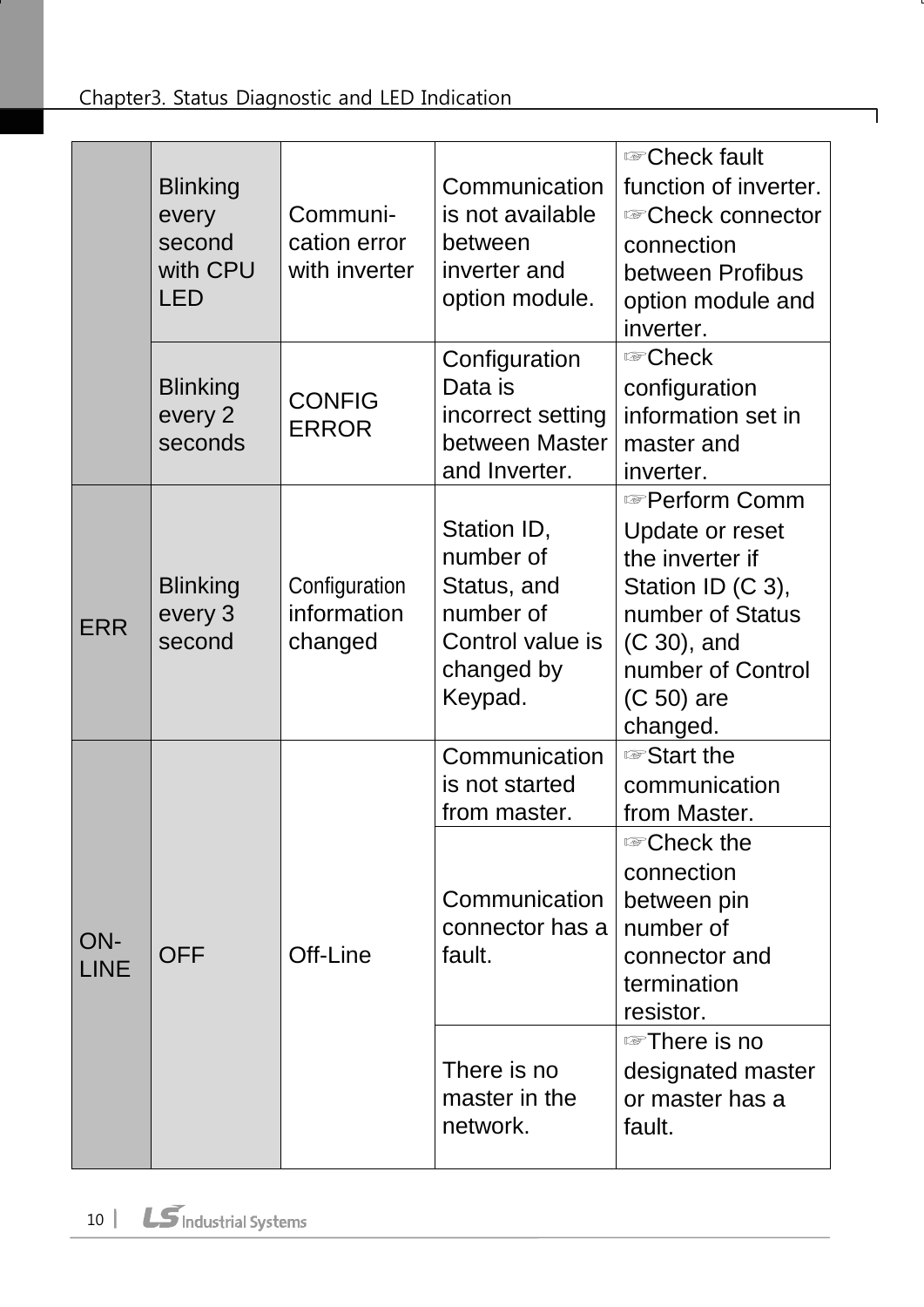| | | | | |
|---|---|---|---|---|
| | Blinking every second with CPU LED | Communi-cation error with inverter | Communication is not available between inverter and option module. | ☞Check fault function of inverter. ☞Check connector connection between Profibus option module and inverter. |
| | Blinking every 2 seconds | CONFIG ERROR | Configuration Data is incorrect setting between Master and Inverter. | ☞Check configuration information set in master and inverter. |
| ERR | Blinking every 3 second | Configuration information changed | Station ID, number of Status, and number of Control value is changed by Keypad. | ☞Perform Comm Update or reset the inverter if Station ID (C 3), number of Status (C 30), and number of Control (C 50) are changed. |
| ON-LINE | OFF | Off-Line | Communication is not started from master. | ☞Start the communication from Master. |
| | | | Communication connector has a fault. | ☞Check the connection between pin number of connector and termination resistor. |
| | | | There is no master in the network. | ☞There is no designated master or master has a fault. |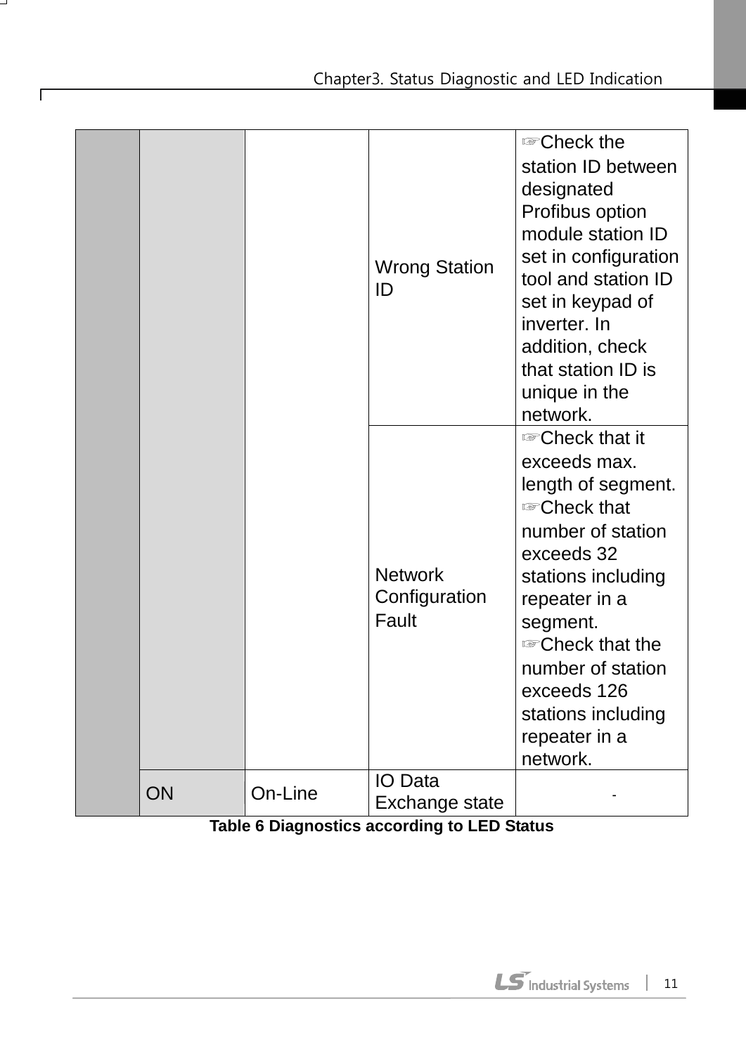| | | | | |
|---|---|---|---|---|
| | | | Wrong Station ID | ☞Check the station ID between designated Profibus option module station ID set in configuration tool and station ID set in keypad of inverter. In addition, check that station ID is unique in the network. |
| | | | Network Configuration Fault | ☞Check that it exceeds max. length of segment.<br>☞Check that number of station exceeds 32 stations including repeater in a segment.<br>☞Check that the number of station exceeds 126 stations including repeater in a network. |
| | ON | On-Line | IO Data Exchange state | - |

**Table 6 Diagnostics according to LED Status**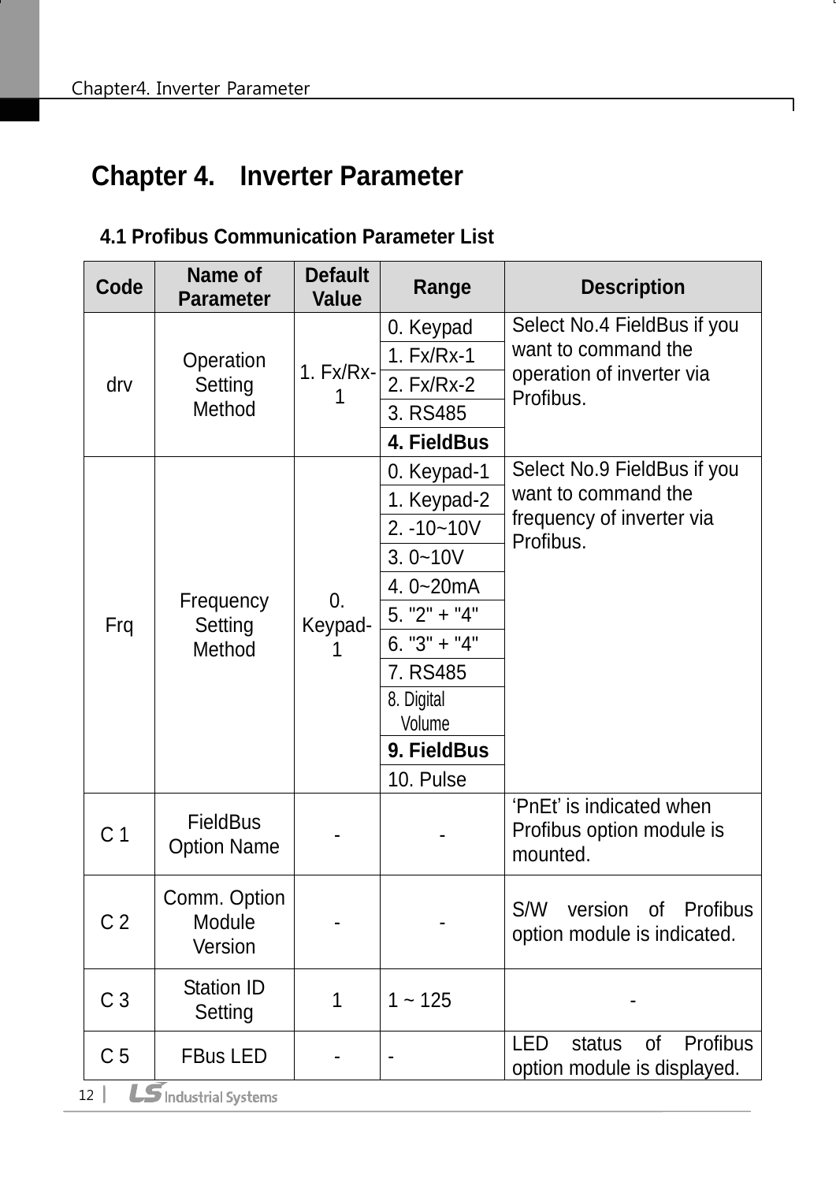# Chapter 4. Inverter Parameter

## 4.1 Profibus Communication Parameter List

| Code | Name of Parameter | Default Value | Range | Description |
|---|---|---|---|---|
| drv | Operation Setting Method | 1. Fx/Rx-1 | 0. Keypad | Select No.4 FieldBus if you want to command the operation of inverter via Profibus. |
| | | | 1. Fx/Rx-1 | |
| | | | 2. Fx/Rx-2 | |
| | | | 3. RS485 | |
| | | | **4. FieldBus** | |
| Frq | Frequency Setting Method | 0. Keypad-1 | 0. Keypad-1 | Select No.9 FieldBus if you want to command the frequency of inverter via Profibus. |
| | | | 1. Keypad-2 | |
| | | | 2. -10~10V | |
| | | | 3. 0~10V | |
| | | | 4. 0~20mA | |
| | | | 5. "2" + "4" | |
| | | | 6. "3" + "4" | |
| | | | 7. RS485 | |
| | | | 8. Digital Volume | |
| | | | **9. FieldBus** | |
| | | | 10. Pulse | |
| C 1 | FieldBus Option Name | - | - | 'PnEt' is indicated when Profibus option module is mounted. |
| C 2 | Comm. Option Module Version | - | - | S/W version of Profibus option module is indicated. |
| C 3 | Station ID Setting | 1 | 1 ~ 125 | - |
| C 5 | FBus LED | - | - | LED status of Profibus option module is displayed. |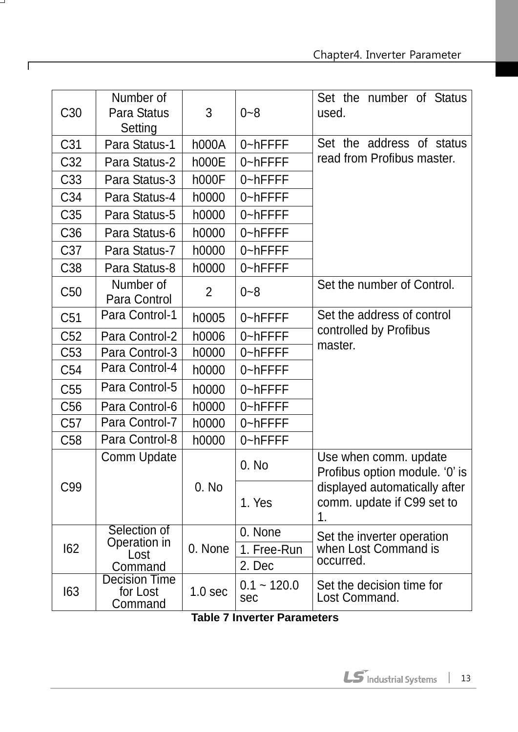| | | | | |
|---|---|---|---|---|
| C30 | Number of Para Status Setting | 3 | 0~8 | Set the number of Status used. |
| C31 | Para Status-1 | h000A | 0~hFFFF | Set the address of status read from Profibus master. |
| C32 | Para Status-2 | h000E | 0~hFFFF | |
| C33 | Para Status-3 | h000F | 0~hFFFF | |
| C34 | Para Status-4 | h0000 | 0~hFFFF | |
| C35 | Para Status-5 | h0000 | 0~hFFFF | |
| C36 | Para Status-6 | h0000 | 0~hFFFF | |
| C37 | Para Status-7 | h0000 | 0~hFFFF | |
| C38 | Para Status-8 | h0000 | 0~hFFFF | |
| C50 | Number of Para Control | 2 | 0~8 | Set the number of Control. |
| C51 | Para Control-1 | h0005 | 0~hFFFF | Set the address of control controlled by Profibus master. |
| C52 | Para Control-2 | h0006 | 0~hFFFF | |
| C53 | Para Control-3 | h0000 | 0~hFFFF | |
| C54 | Para Control-4 | h0000 | 0~hFFFF | |
| C55 | Para Control-5 | h0000 | 0~hFFFF | |
| C56 | Para Control-6 | h0000 | 0~hFFFF | |
| C57 | Para Control-7 | h0000 | 0~hFFFF | |
| C58 | Para Control-8 | h0000 | 0~hFFFF | |
| C99 | Comm Update | 0. No | 0. No | Use when comm. update Profibus option module. '0' is displayed automatically after comm. update if C99 set to 1. |
| | | | 1. Yes | |
| I62 | Selection of Operation in Lost Command | 0. None | 0. None | Set the inverter operation when Lost Command is occurred. |
| | | | 1. Free-Run | |
| | | | 2. Dec | |
| I63 | Decision Time for Lost Command | 1.0 sec | 0.1 ~ 120.0 sec | Set the decision time for Lost Command. |

**Table 7 Inverter Parameters**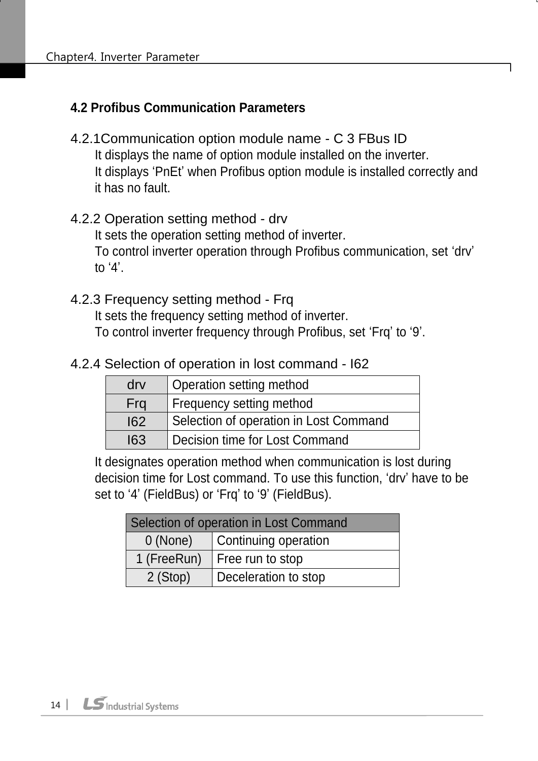## 4.2 Profibus Communication Parameters

### 4.2.1Communication option module name - C 3 FBus ID

It displays the name of option module installed on the inverter.

It displays ‘PnEt’ when Profibus option module is installed correctly and it has no fault.

### 4.2.2 Operation setting method - drv

It sets the operation setting method of inverter.

To control inverter operation through Profibus communication, set ‘drv’ to ‘4’.

### 4.2.3 Frequency setting method - Frq

It sets the frequency setting method of inverter.

To control inverter frequency through Profibus, set ‘Frq’ to ‘9’.

### 4.2.4 Selection of operation in lost command - I62

| drv | Operation setting method |
|---|---|
| Frq | Frequency setting method |
| I62 | Selection of operation in Lost Command |
| I63 | Decision time for Lost Command |

It designates operation method when communication is lost during decision time for Lost command. To use this function, ‘drv’ have to be set to ‘4’ (FieldBus) or ‘Frq’ to ‘9’ (FieldBus).

| Selection of operation in Lost Command | |
|---|---|
| 0 (None) | Continuing operation |
| 1 (FreeRun) | Free run to stop |
| 2 (Stop) | Deceleration to stop |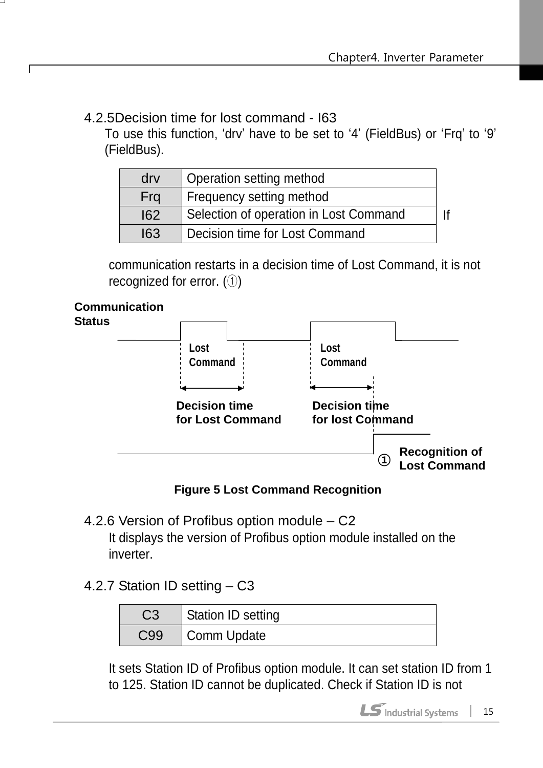### 4.2.5 Decision time for lost command - I63

To use this function, 'drv' have to be set to '4' (FieldBus) or 'Frq' to '9' (FieldBus).

| drv | Operation setting method |
|---|---|
| Frq | Frequency setting method |
| I62 | Selection of operation in Lost Command |
| I63 | Decision time for Lost Command |

If communication restarts in a decision time of Lost Command, it is not recognized for error. (①)

Figure 5 Lost Command Recognition

### 4.2.6 Version of Profibus option module – C2

It displays the version of Profibus option module installed on the inverter.

### 4.2.7 Station ID setting – C3

| C3 | Station ID setting |
|---|---|
| C99 | Comm Update |

It sets Station ID of Profibus option module. It can set station ID from 1 to 125. Station ID cannot be duplicated. Check if Station ID is not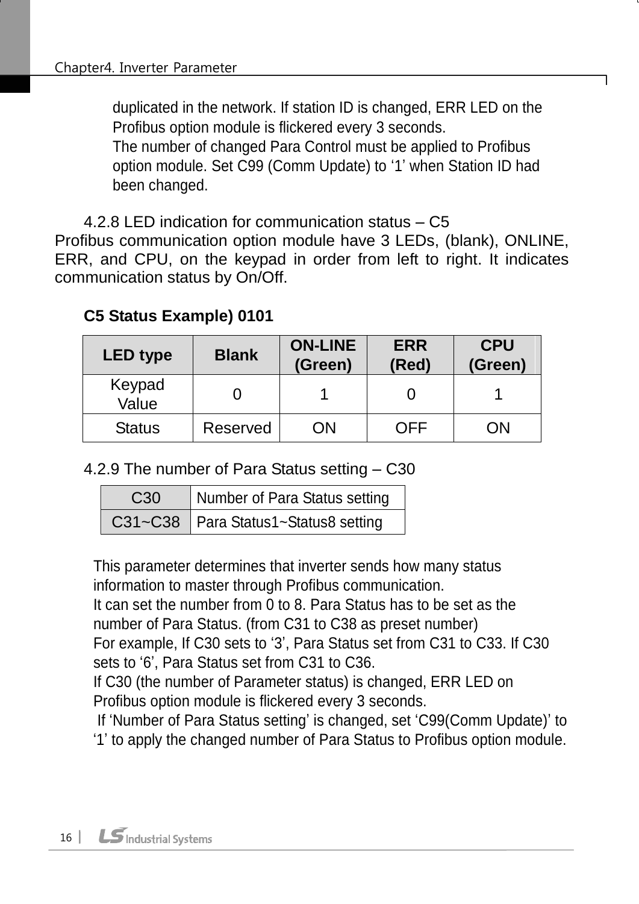duplicated in the network. If station ID is changed, ERR LED on the Profibus option module is flickered every 3 seconds.
The number of changed Para Control must be applied to Profibus option module. Set C99 (Comm Update) to '1' when Station ID had been changed.

### 4.2.8 LED indication for communication status – C5

Profibus communication option module have 3 LEDs, (blank), ONLINE, ERR, and CPU, on the keypad in order from left to right. It indicates communication status by On/Off.

**C5 Status Example) 0101**

| LED type | Blank | ON-LINE (Green) | ERR (Red) | CPU (Green) |
|---|---|---|---|---|
| Keypad Value | 0 | 1 | 0 | 1 |
| Status | Reserved | ON | OFF | ON |

### 4.2.9 The number of Para Status setting – C30

| C30 | Number of Para Status setting |
|---|---|
| C31~C38 | Para Status1~Status8 setting |

This parameter determines that inverter sends how many status information to master through Profibus communication.
It can set the number from 0 to 8. Para Status has to be set as the number of Para Status. (from C31 to C38 as preset number)
For example, If C30 sets to '3', Para Status set from C31 to C33. If C30 sets to '6', Para Status set from C31 to C36.
If C30 (the number of Parameter status) is changed, ERR LED on Profibus option module is flickered every 3 seconds.
If 'Number of Para Status setting' is changed, set 'C99(Comm Update)' to '1' to apply the changed number of Para Status to Profibus option module.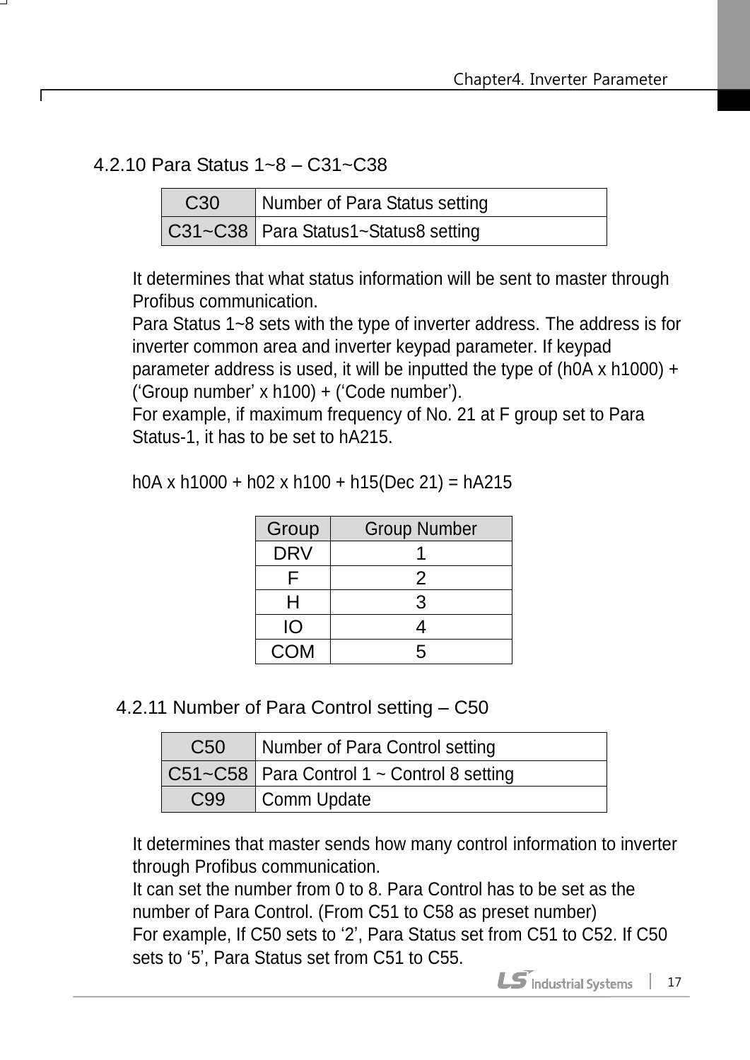### 4.2.10 Para Status 1~8 – C31~C38

| C30 | Number of Para Status setting |
|---|---|
| C31~C38 | Para Status1~Status8 setting |

It determines that what status information will be sent to master through Profibus communication.
Para Status 1~8 sets with the type of inverter address. The address is for inverter common area and inverter keypad parameter. If keypad parameter address is used, it will be inputted the type of (h0A x h1000) + ('Group number' x h100) + ('Code number').
For example, if maximum frequency of No. 21 at F group set to Para Status-1, it has to be set to hA215.

h0A x h1000 + h02 x h100 + h15(Dec 21) = hA215

| Group | Group Number |
|---|---|
| DRV | 1 |
| F | 2 |
| H | 3 |
| IO | 4 |
| COM | 5 |

### 4.2.11 Number of Para Control setting – C50

| C50 | Number of Para Control setting |
|---|---|
| C51~C58 | Para Control 1 ~ Control 8 setting |
| C99 | Comm Update |

It determines that master sends how many control information to inverter through Profibus communication.
It can set the number from 0 to 8. Para Control has to be set as the number of Para Control. (From C51 to C58 as preset number)
For example, If C50 sets to '2', Para Status set from C51 to C52. If C50 sets to '5', Para Status set from C51 to C55.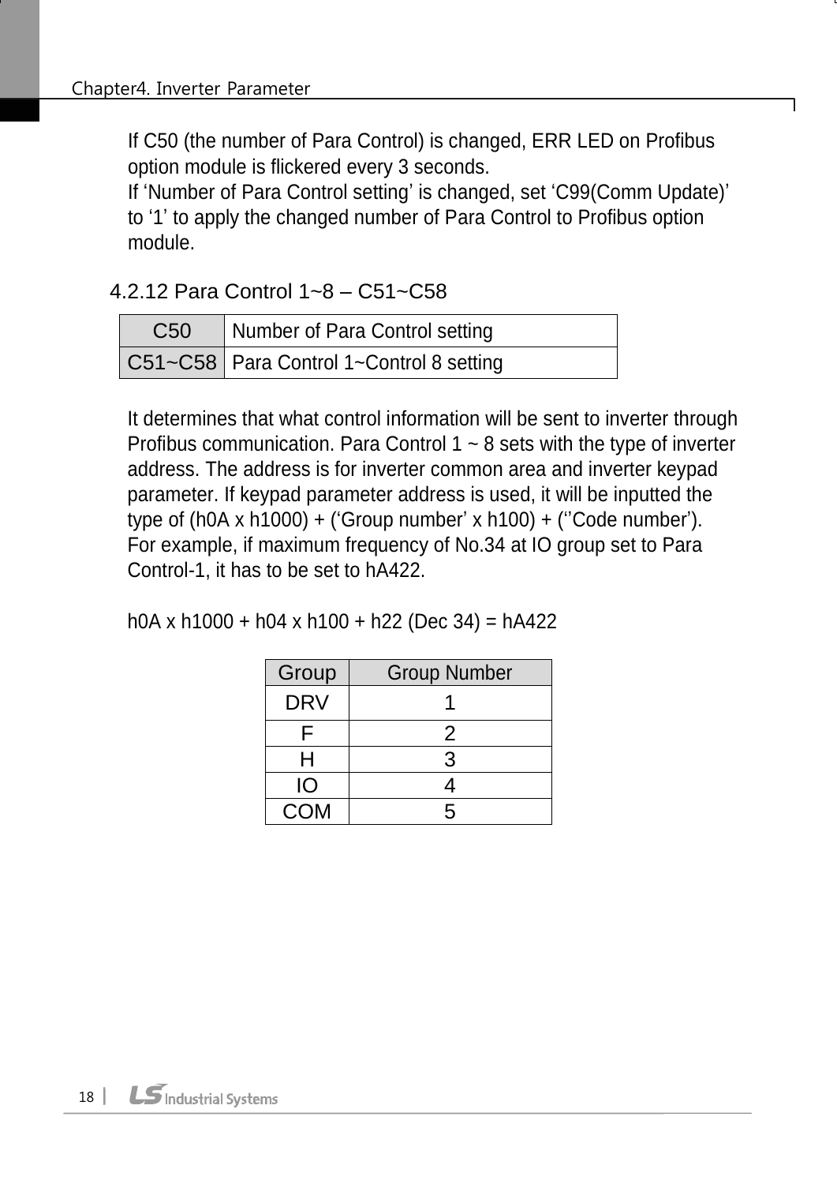If C50 (the number of Para Control) is changed, ERR LED on Profibus option module is flickered every 3 seconds.
If 'Number of Para Control setting' is changed, set 'C99(Comm Update)' to '1' to apply the changed number of Para Control to Profibus option module.

### 4.2.12 Para Control 1~8 – C51~C58

| C50 | Number of Para Control setting |
|---|---|
| C51~C58 | Para Control 1~Control 8 setting |

It determines that what control information will be sent to inverter through Profibus communication. Para Control 1 ~ 8 sets with the type of inverter address. The address is for inverter common area and inverter keypad parameter. If keypad parameter address is used, it will be inputted the type of (h0A x h1000) + ('Group number' x h100) + (''Code number').
For example, if maximum frequency of No.34 at IO group set to Para Control-1, it has to be set to hA422.

h0A x h1000 + h04 x h100 + h22 (Dec 34) = hA422

| Group | Group Number |
|---|---|
| DRV | 1 |
| F | 2 |
| H | 3 |
| IO | 4 |
| COM | 5 |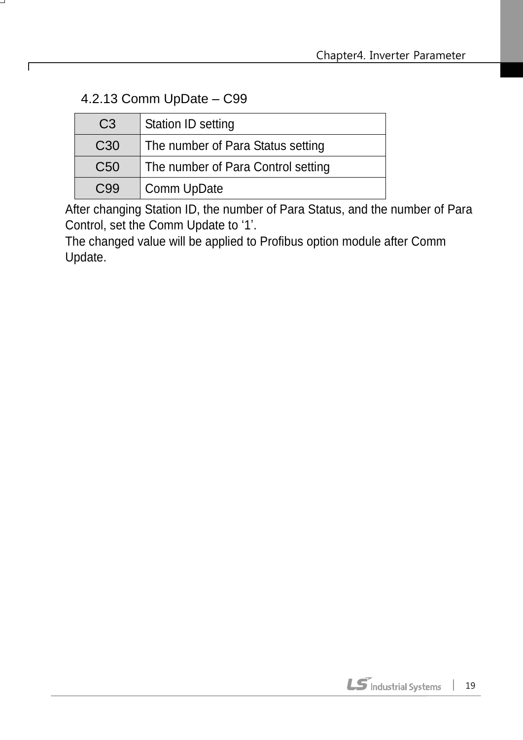### 4.2.13 Comm UpDate – C99

| | |
|---|---|
| C3 | Station ID setting |
| C30 | The number of Para Status setting |
| C50 | The number of Para Control setting |
| C99 | Comm UpDate |

After changing Station ID, the number of Para Status, and the number of Para Control, set the Comm Update to '1'.
The changed value will be applied to Profibus option module after Comm Update.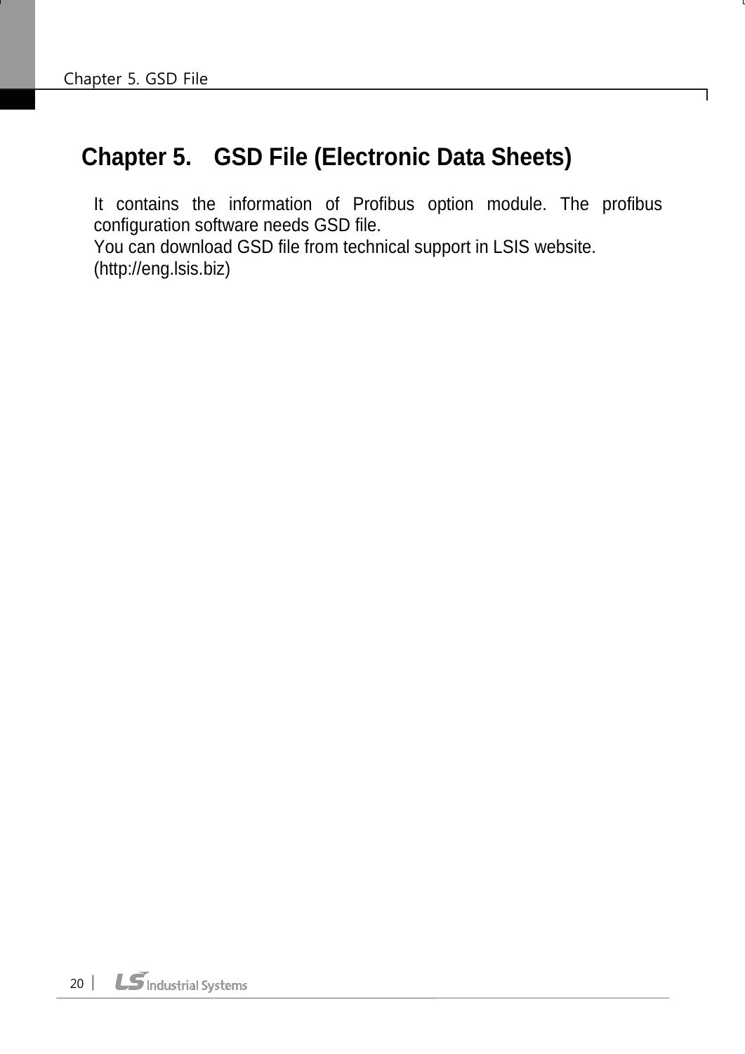# Chapter 5. GSD File (Electronic Data Sheets)

It contains the information of Profibus option module. The profibus configuration software needs GSD file.
You can download GSD file from technical support in LSIS website.
(http://eng.lsis.biz)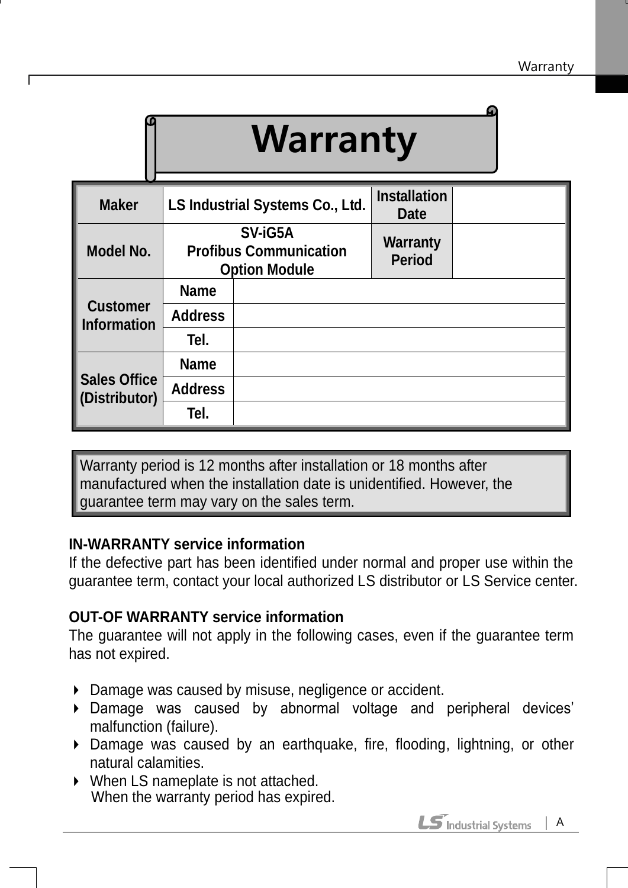# Warranty

| | | | |
|---|---|---|---|
| Maker | LS Industrial Systems Co., Ltd. | Installation Date | |
| Model No. | SV-iG5A Profibus Communication Option Module | Warranty Period | |
| Customer Information | Name | | |
| | Address | | |
| | Tel. | | |
| Sales Office (Distributor) | Name | | |
| | Address | | |
| | Tel. | | |

Warranty period is 12 months after installation or 18 months after manufactured when the installation date is unidentified. However, the guarantee term may vary on the sales term.

**IN-WARRANTY service information**
If the defective part has been identified under normal and proper use within the guarantee term, contact your local authorized LS distributor or LS Service center.

**OUT-OF WARRANTY service information**
The guarantee will not apply in the following cases, even if the guarantee term has not expired.

- Damage was caused by misuse, negligence or accident.
- Damage was caused by abnormal voltage and peripheral devices' malfunction (failure).
- Damage was caused by an earthquake, fire, flooding, lightning, or other natural calamities.
- When LS nameplate is not attached.
  When the warranty period has expired.